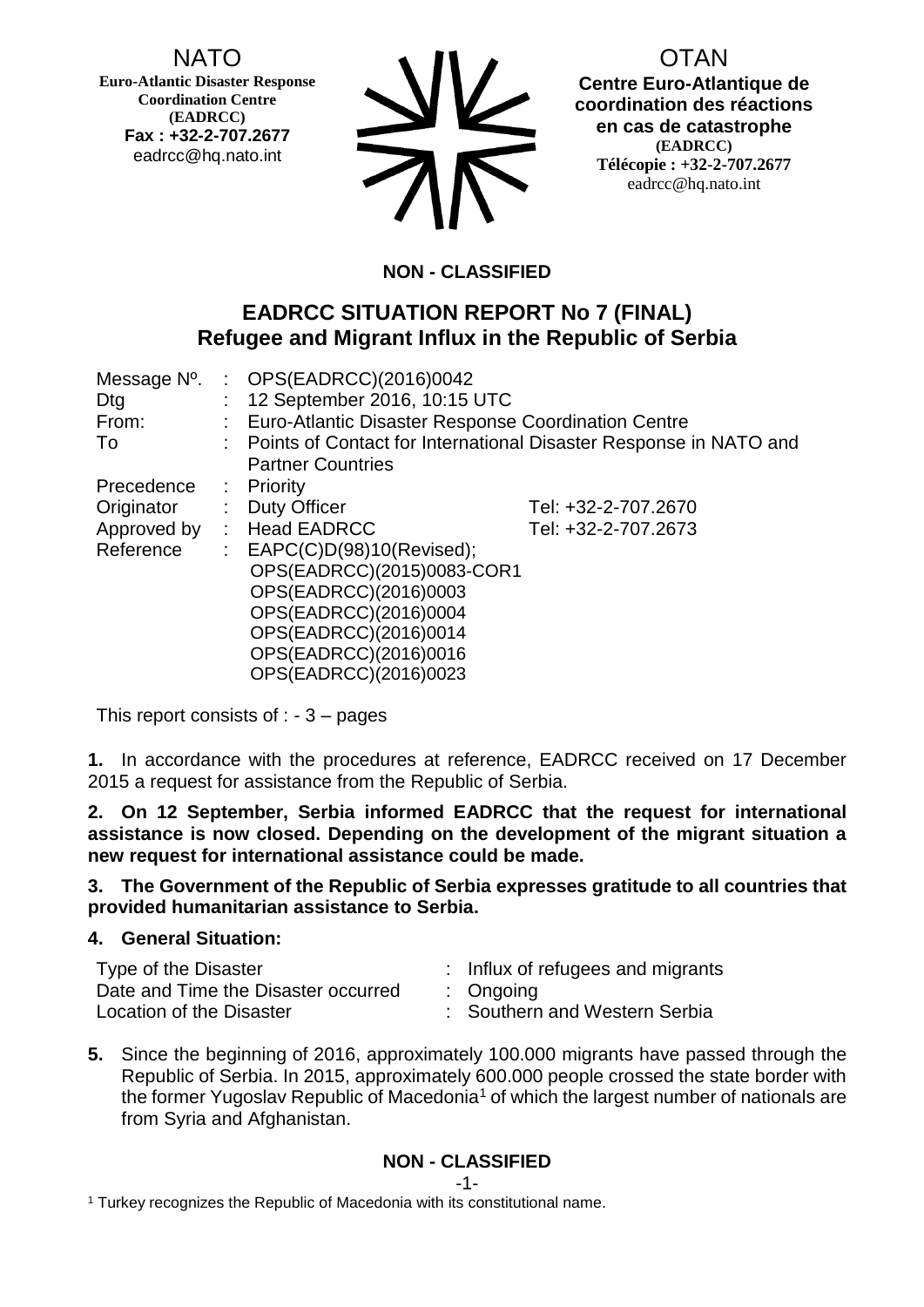NATO
**Euro-Atlantic Disaster Response Coordination Centre (EADRCC)**
**Fax : +32-2-707.2677**
eadrcc@hq.nato.int

OTAN
**Centre Euro-Atlantique de coordination des réactions en cas de catastrophe (EADRCC)**
**Télécopie : +32-2-707.2677**
eadrcc@hq.nato.int

**NON - CLASSIFIED**

## EADRCC SITUATION REPORT No 7 (FINAL)
## Refugee and Migrant Influx in the Republic of Serbia

| | | | |
|---|---|---|---|
| Message Nº. | : | OPS(EADRCC)(2016)0042 | |
| Dtg | : | 12 September 2016, 10:15 UTC | |
| From: | : | Euro-Atlantic Disaster Response Coordination Centre | |
| To | : | Points of Contact for International Disaster Response in NATO and Partner Countries | |
| Precedence | : | Priority | |
| Originator | : | Duty Officer | Tel: +32-2-707.2670 |
| Approved by | : | Head EADRCC | Tel: +32-2-707.2673 |
| Reference | : | EAPC(C)D(98)10(Revised); OPS(EADRCC)(2015)0083-COR1 OPS(EADRCC)(2016)0003 OPS(EADRCC)(2016)0004 OPS(EADRCC)(2016)0014 OPS(EADRCC)(2016)0016 OPS(EADRCC)(2016)0023 | |

This report consists of : - 3 – pages

**1.** In accordance with the procedures at reference, EADRCC received on 17 December 2015 a request for assistance from the Republic of Serbia.

**2. On 12 September, Serbia informed EADRCC that the request for international assistance is now closed. Depending on the development of the migrant situation a new request for international assistance could be made.**

**3. The Government of the Republic of Serbia expresses gratitude to all countries that provided humanitarian assistance to Serbia.**

**4. General Situation:**

| | | |
|---|---|---|
| Type of the Disaster | : | Influx of refugees and migrants |
| Date and Time the Disaster occurred | : | Ongoing |
| Location of the Disaster | : | Southern and Western Serbia |

**5.** Since the beginning of 2016, approximately 100.000 migrants have passed through the Republic of Serbia. In 2015, approximately 600.000 people crossed the state border with the former Yugoslav Republic of Macedonia[1] of which the largest number of nationals are from Syria and Afghanistan.

**NON - CLASSIFIED**

[1] Turkey recognizes the Republic of Macedonia with its constitutional name.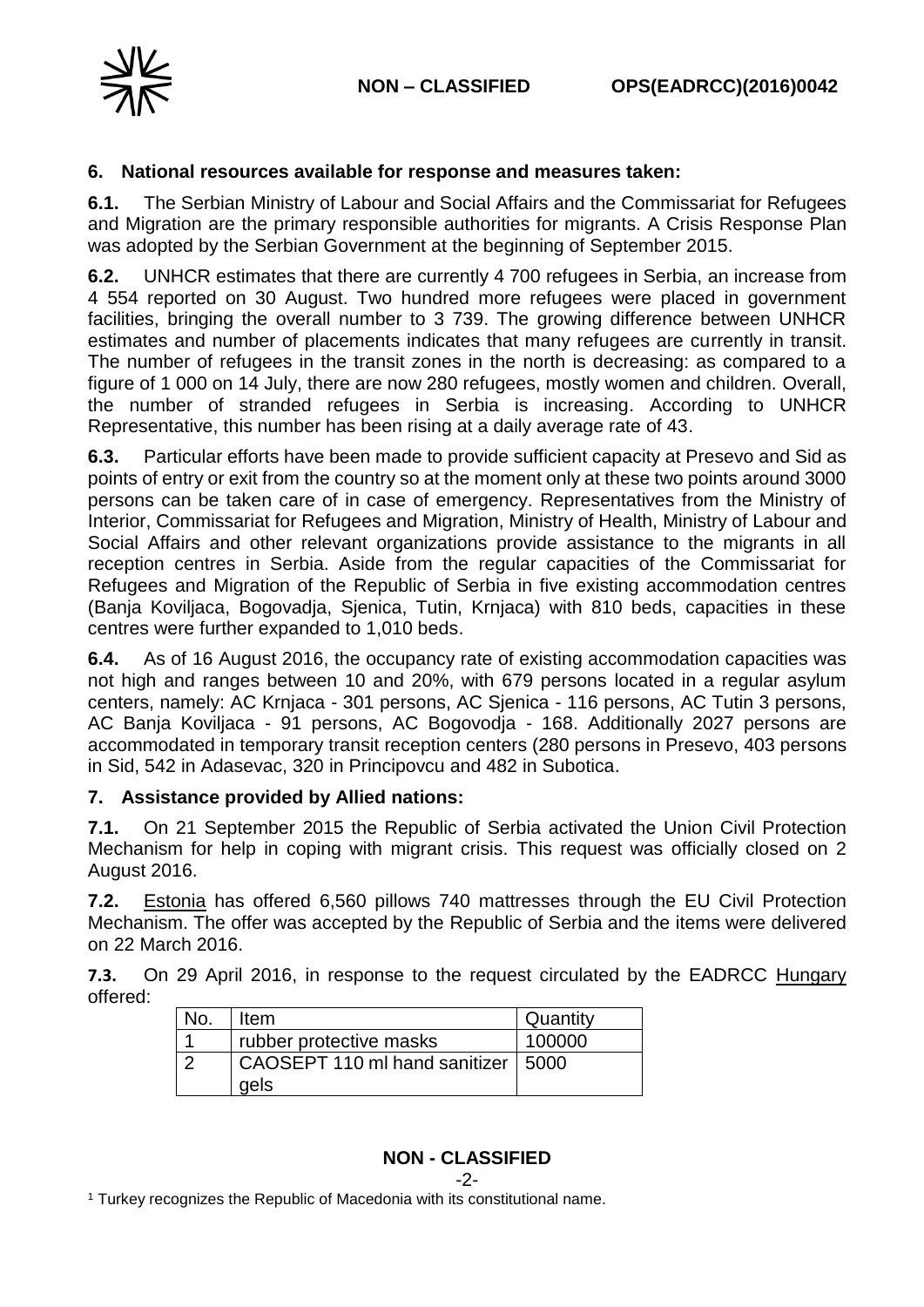## 6. National resources available for response and measures taken:

**6.1.** The Serbian Ministry of Labour and Social Affairs and the Commissariat for Refugees and Migration are the primary responsible authorities for migrants. A Crisis Response Plan was adopted by the Serbian Government at the beginning of September 2015.

**6.2.** UNHCR estimates that there are currently 4 700 refugees in Serbia, an increase from 4 554 reported on 30 August. Two hundred more refugees were placed in government facilities, bringing the overall number to 3 739. The growing difference between UNHCR estimates and number of placements indicates that many refugees are currently in transit. The number of refugees in the transit zones in the north is decreasing: as compared to a figure of 1 000 on 14 July, there are now 280 refugees, mostly women and children. Overall, the number of stranded refugees in Serbia is increasing. According to UNHCR Representative, this number has been rising at a daily average rate of 43.

**6.3.** Particular efforts have been made to provide sufficient capacity at Presevo and Sid as points of entry or exit from the country so at the moment only at these two points around 3000 persons can be taken care of in case of emergency. Representatives from the Ministry of Interior, Commissariat for Refugees and Migration, Ministry of Health, Ministry of Labour and Social Affairs and other relevant organizations provide assistance to the migrants in all reception centres in Serbia. Aside from the regular capacities of the Commissariat for Refugees and Migration of the Republic of Serbia in five existing accommodation centres (Banja Koviljaca, Bogovadja, Sjenica, Tutin, Krnjaca) with 810 beds, capacities in these centres were further expanded to 1,010 beds.

**6.4.** As of 16 August 2016, the occupancy rate of existing accommodation capacities was not high and ranges between 10 and 20%, with 679 persons located in a regular asylum centers, namely: AC Krnjaca - 301 persons, AC Sjenica - 116 persons, AC Tutin 3 persons, AC Banja Koviljaca - 91 persons, AC Bogovodja - 168. Additionally 2027 persons are accommodated in temporary transit reception centers (280 persons in Presevo, 403 persons in Sid, 542 in Adasevac, 320 in Principovcu and 482 in Subotica.

## 7. Assistance provided by Allied nations:

**7.1.** On 21 September 2015 the Republic of Serbia activated the Union Civil Protection Mechanism for help in coping with migrant crisis. This request was officially closed on 2 August 2016.

**7.2.** Estonia has offered 6,560 pillows 740 mattresses through the EU Civil Protection Mechanism. The offer was accepted by the Republic of Serbia and the items were delivered on 22 March 2016.

**7.3.** On 29 April 2016, in response to the request circulated by the EADRCC Hungary offered:

| No. | Item | Quantity |
|---|---|---|
| 1 | rubber protective masks | 100000 |
| 2 | CAOSEPT 110 ml hand sanitizer gels | 5000 |

[1] Turkey recognizes the Republic of Macedonia with its constitutional name.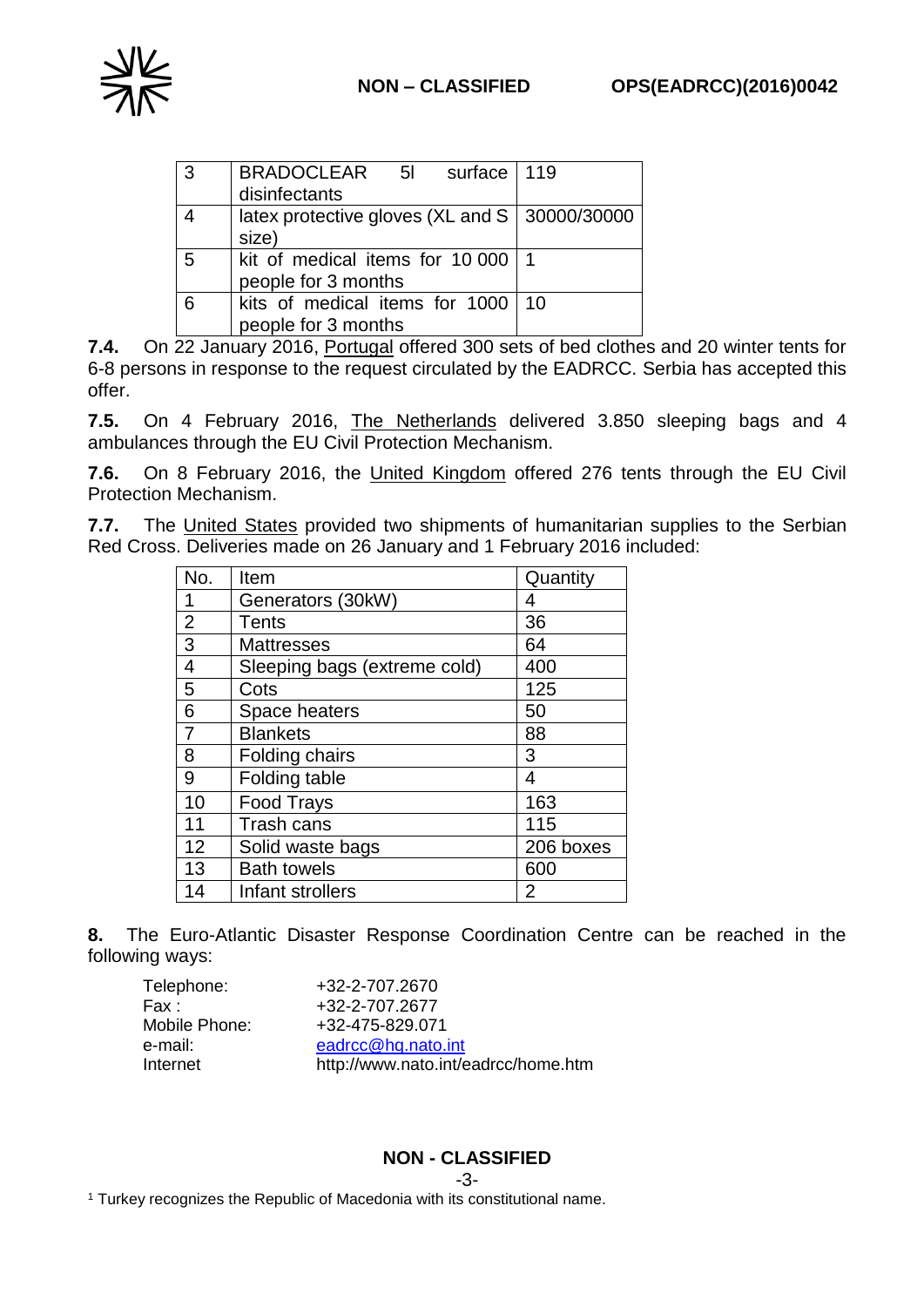| | | |
|---|---|---|
| 3 | BRADOCLEAR 5l surface disinfectants | 119 |
| 4 | latex protective gloves (XL and S size) | 30000/30000 |
| 5 | kit of medical items for 10 000 people for 3 months | 1 |
| 6 | kits of medical items for 1000 people for 3 months | 10 |

**7.4.** On 22 January 2016, Portugal offered 300 sets of bed clothes and 20 winter tents for 6-8 persons in response to the request circulated by the EADRCC. Serbia has accepted this offer.

**7.5.** On 4 February 2016, The Netherlands delivered 3.850 sleeping bags and 4 ambulances through the EU Civil Protection Mechanism.

**7.6.** On 8 February 2016, the United Kingdom offered 276 tents through the EU Civil Protection Mechanism.

**7.7.** The United States provided two shipments of humanitarian supplies to the Serbian Red Cross. Deliveries made on 26 January and 1 February 2016 included:

| No. | Item | Quantity |
|---|---|---|
| 1 | Generators (30kW) | 4 |
| 2 | Tents | 36 |
| 3 | Mattresses | 64 |
| 4 | Sleeping bags (extreme cold) | 400 |
| 5 | Cots | 125 |
| 6 | Space heaters | 50 |
| 7 | Blankets | 88 |
| 8 | Folding chairs | 3 |
| 9 | Folding table | 4 |
| 10 | Food Trays | 163 |
| 11 | Trash cans | 115 |
| 12 | Solid waste bags | 206 boxes |
| 13 | Bath towels | 600 |
| 14 | Infant strollers | 2 |

**8.** The Euro-Atlantic Disaster Response Coordination Centre can be reached in the following ways:

| | |
|---|---|
| Telephone: | +32-2-707.2670 |
| Fax : | +32-2-707.2677 |
| Mobile Phone: | +32-475-829.071 |
| e-mail: | eadrcc@hq.nato.int |
| Internet | http://www.nato.int/eadrcc/home.htm |

[1] Turkey recognizes the Republic of Macedonia with its constitutional name.